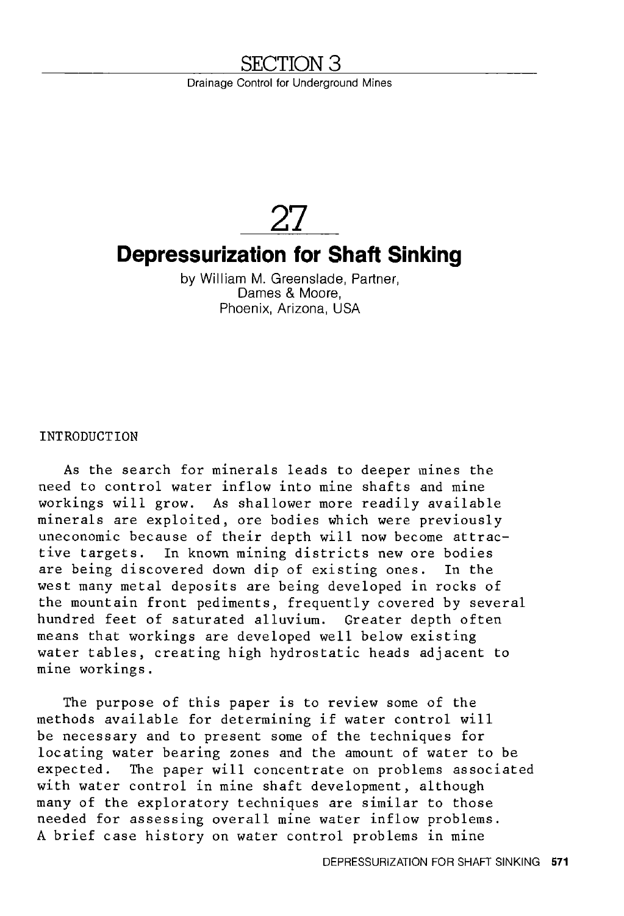# SECTION 3

Drainage Control for Underground Mines

# 27

## Depressurization for Shaft Sinking

by William M. Greenslade, Partner,
Dames & Moore,
Phoenix, Arizona, USA

### INTRODUCTION

As the search for minerals leads to deeper mines the need to control water inflow into mine shafts and mine workings will grow. As shallower more readily available minerals are exploited, ore bodies which were previously uneconomic because of their depth will now become attractive targets. In known mining districts new ore bodies are being discovered down dip of existing ones. In the west many metal deposits are being developed in rocks of the mountain front pediments, frequently covered by several hundred feet of saturated alluvium. Greater depth often means that workings are developed well below existing water tables, creating high hydrostatic heads adjacent to mine workings.

The purpose of this paper is to review some of the methods available for determining if water control will be necessary and to present some of the techniques for locating water bearing zones and the amount of water to be expected. The paper will concentrate on problems associated with water control in mine shaft development, although many of the exploratory techniques are similar to those needed for assessing overall mine water inflow problems. A brief case history on water control problems in mine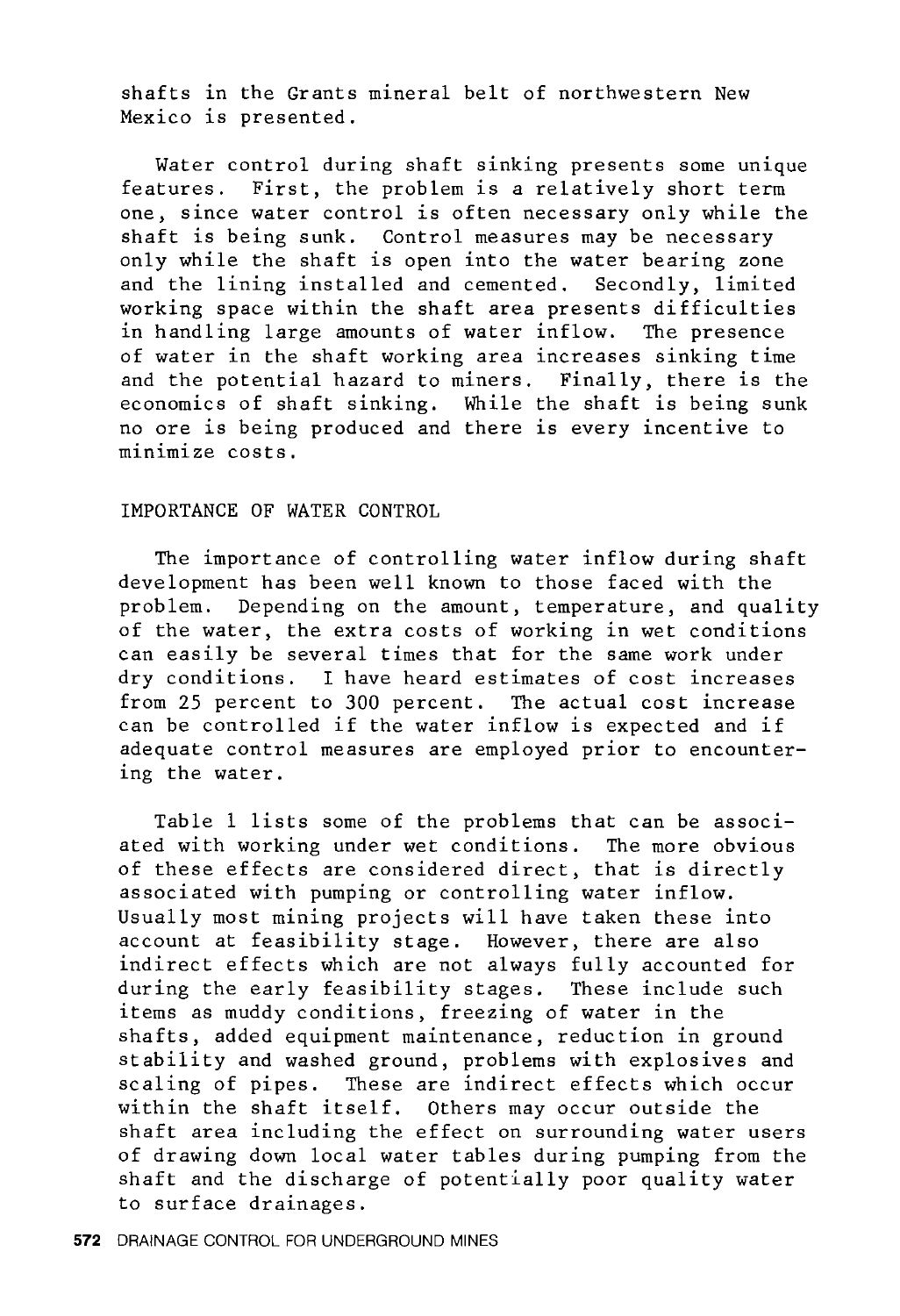shafts in the Grants mineral belt of northwestern New Mexico is presented.

Water control during shaft sinking presents some unique features. First, the problem is a relatively short term one, since water control is often necessary only while the shaft is being sunk. Control measures may be necessary only while the shaft is open into the water bearing zone and the lining installed and cemented. Secondly, limited working space within the shaft area presents difficulties in handling large amounts of water inflow. The presence of water in the shaft working area increases sinking time and the potential hazard to miners. Finally, there is the economics of shaft sinking. While the shaft is being sunk no ore is being produced and there is every incentive to minimize costs.

## IMPORTANCE OF WATER CONTROL

The importance of controlling water inflow during shaft development has been well known to those faced with the problem. Depending on the amount, temperature, and quality of the water, the extra costs of working in wet conditions can easily be several times that for the same work under dry conditions. I have heard estimates of cost increases from 25 percent to 300 percent. The actual cost increase can be controlled if the water inflow is expected and if adequate control measures are employed prior to encountering the water.

Table 1 lists some of the problems that can be associated with working under wet conditions. The more obvious of these effects are considered direct, that is directly associated with pumping or controlling water inflow. Usually most mining projects will have taken these into account at feasibility stage. However, there are also indirect effects which are not always fully accounted for during the early feasibility stages. These include such items as muddy conditions, freezing of water in the shafts, added equipment maintenance, reduction in ground stability and washed ground, problems with explosives and scaling of pipes. These are indirect effects which occur within the shaft itself. Others may occur outside the shaft area including the effect on surrounding water users of drawing down local water tables during pumping from the shaft and the discharge of potentially poor quality water to surface drainages.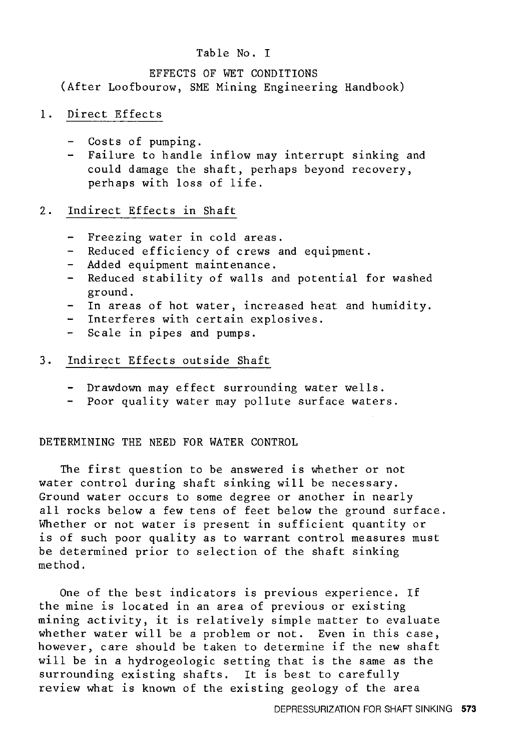Table No. I

EFFECTS OF WET CONDITIONS
(After Loofbourow, SME Mining Engineering Handbook)

1. Direct Effects

   - Costs of pumping.
   - Failure to handle inflow may interrupt sinking and could damage the shaft, perhaps beyond recovery, perhaps with loss of life.

2. Indirect Effects in Shaft

   - Freezing water in cold areas.
   - Reduced efficiency of crews and equipment.
   - Added equipment maintenance.
   - Reduced stability of walls and potential for washed ground.
   - In areas of hot water, increased heat and humidity.
   - Interferes with certain explosives.
   - Scale in pipes and pumps.

3. Indirect Effects outside Shaft

   - Drawdown may effect surrounding water wells.
   - Poor quality water may pollute surface waters.

## DETERMINING THE NEED FOR WATER CONTROL

The first question to be answered is whether or not water control during shaft sinking will be necessary. Ground water occurs to some degree or another in nearly all rocks below a few tens of feet below the ground surface. Whether or not water is present in sufficient quantity or is of such poor quality as to warrant control measures must be determined prior to selection of the shaft sinking method.

One of the best indicators is previous experience. If the mine is located in an area of previous or existing mining activity, it is relatively simple matter to evaluate whether water will be a problem or not. Even in this case, however, care should be taken to determine if the new shaft will be in a hydrogeologic setting that is the same as the surrounding existing shafts. It is best to carefully review what is known of the existing geology of the area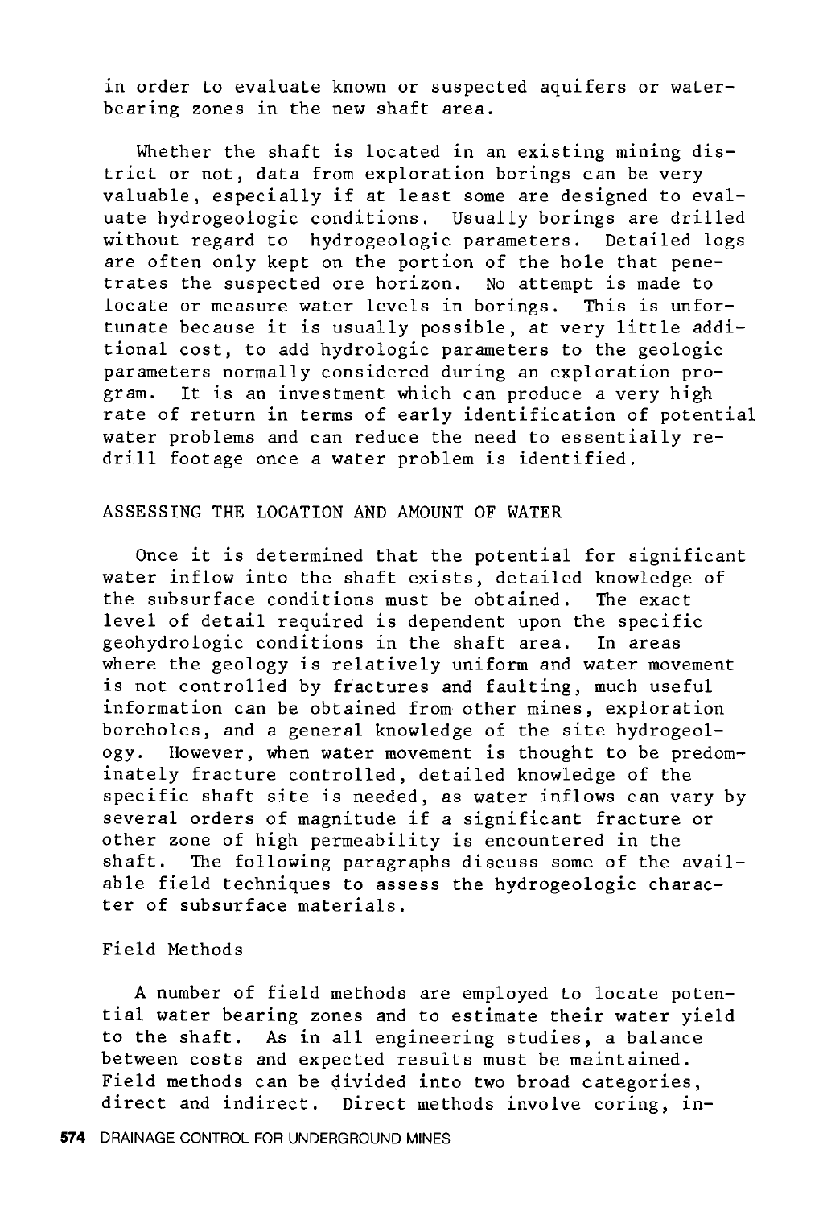in order to evaluate known or suspected aquifers or water-bearing zones in the new shaft area.

Whether the shaft is located in an existing mining district or not, data from exploration borings can be very valuable, especially if at least some are designed to evaluate hydrogeologic conditions. Usually borings are drilled without regard to hydrogeologic parameters. Detailed logs are often only kept on the portion of the hole that penetrates the suspected ore horizon. No attempt is made to locate or measure water levels in borings. This is unfortunate because it is usually possible, at very little additional cost, to add hydrologic parameters to the geologic parameters normally considered during an exploration program. It is an investment which can produce a very high rate of return in terms of early identification of potential water problems and can reduce the need to essentially redrill footage once a water problem is identified.

## ASSESSING THE LOCATION AND AMOUNT OF WATER

Once it is determined that the potential for significant water inflow into the shaft exists, detailed knowledge of the subsurface conditions must be obtained. The exact level of detail required is dependent upon the specific geohydrologic conditions in the shaft area. In areas where the geology is relatively uniform and water movement is not controlled by fractures and faulting, much useful information can be obtained from other mines, exploration boreholes, and a general knowledge of the site hydrogeology. However, when water movement is thought to be predominately fracture controlled, detailed knowledge of the specific shaft site is needed, as water inflows can vary by several orders of magnitude if a significant fracture or other zone of high permeability is encountered in the shaft. The following paragraphs discuss some of the available field techniques to assess the hydrogeologic character of subsurface materials.

### Field Methods

A number of field methods are employed to locate potential water bearing zones and to estimate their water yield to the shaft. As in all engineering studies, a balance between costs and expected results must be maintained. Field methods can be divided into two broad categories, direct and indirect. Direct methods involve coring, in-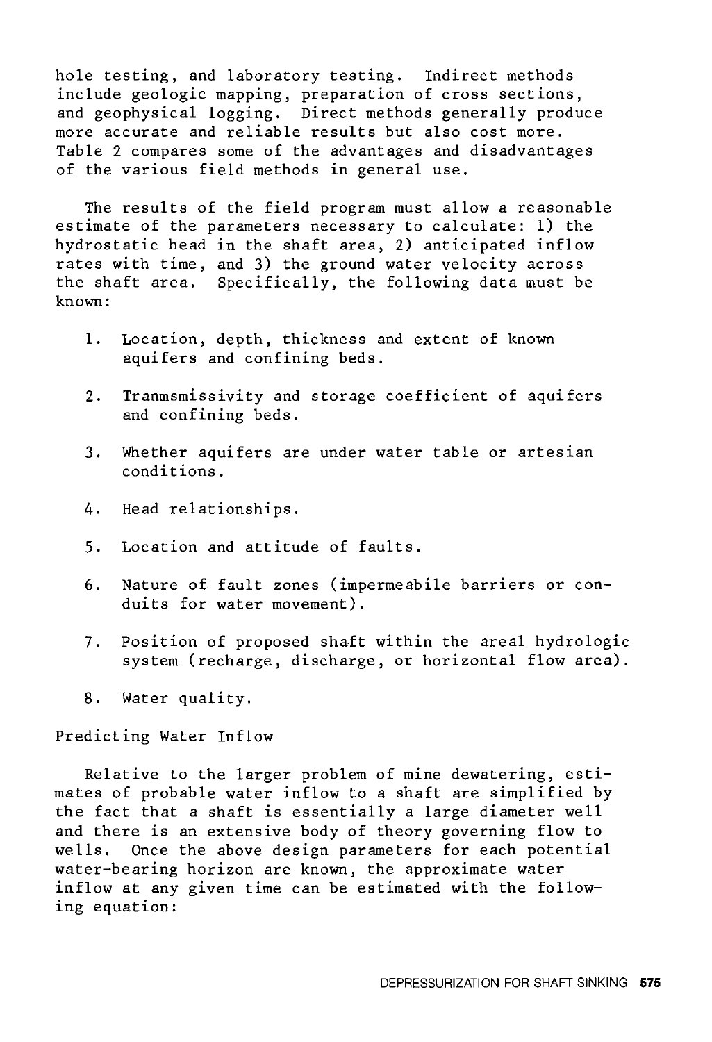hole testing, and laboratory testing. Indirect methods include geologic mapping, preparation of cross sections, and geophysical logging. Direct methods generally produce more accurate and reliable results but also cost more. Table 2 compares some of the advantages and disadvantages of the various field methods in general use.

The results of the field program must allow a reasonable estimate of the parameters necessary to calculate: 1) the hydrostatic head in the shaft area, 2) anticipated inflow rates with time, and 3) the ground water velocity across the shaft area. Specifically, the following data must be known:

1. Location, depth, thickness and extent of known aquifers and confining beds.

2. Tranmsmissivity and storage coefficient of aquifers and confining beds.

3. Whether aquifers are under water table or artesian conditions.

4. Head relationships.

5. Location and attitude of faults.

6. Nature of fault zones (impermeabile barriers or conduits for water movement).

7. Position of proposed shaft within the areal hydrologic system (recharge, discharge, or horizontal flow area).

8. Water quality.

## Predicting Water Inflow

Relative to the larger problem of mine dewatering, estimates of probable water inflow to a shaft are simplified by the fact that a shaft is essentially a large diameter well and there is an extensive body of theory governing flow to wells. Once the above design parameters for each potential water-bearing horizon are known, the approximate water inflow at any given time can be estimated with the following equation: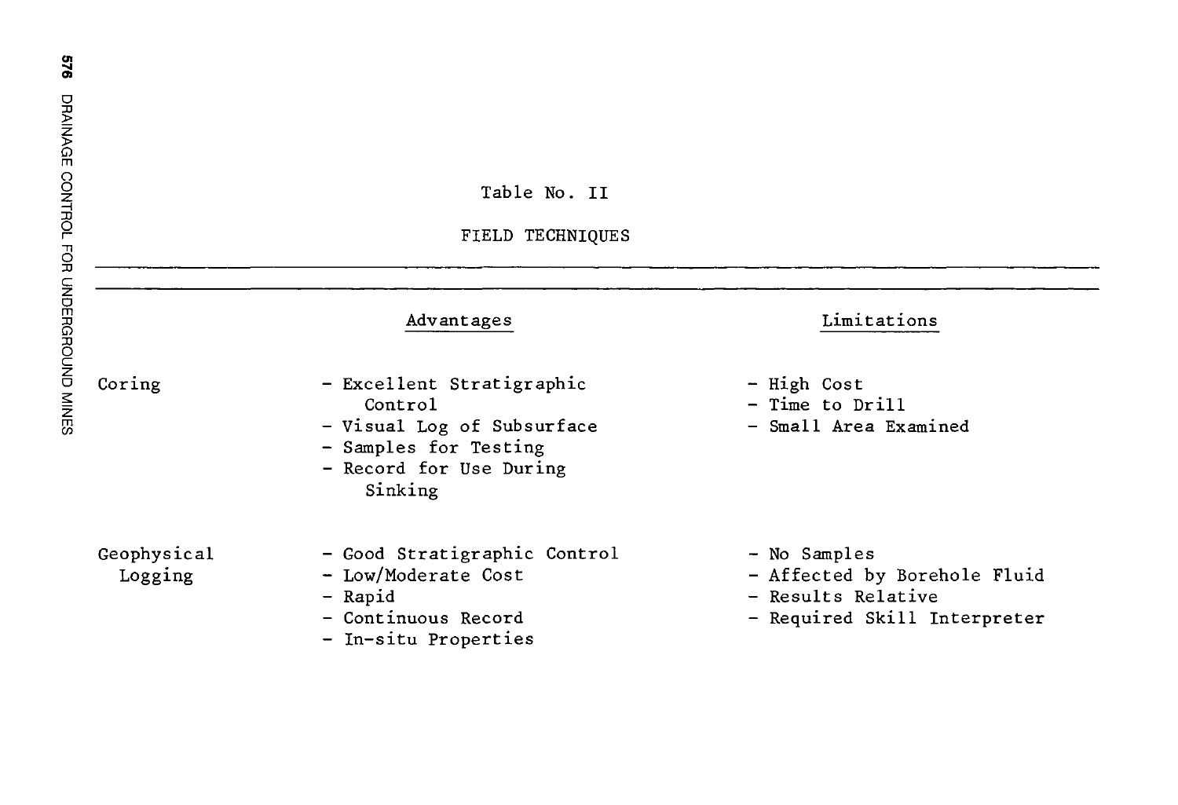Table No. II

FIELD TECHNIQUES

| | Advantages | Limitations |
| --- | --- | --- |
| Coring | - Excellent Stratigraphic Control<br>- Visual Log of Subsurface<br>- Samples for Testing<br>- Record for Use During Sinking | - High Cost<br>- Time to Drill<br>- Small Area Examined |
| Geophysical Logging | - Good Stratigraphic Control<br>- Low/Moderate Cost<br>- Rapid<br>- Continuous Record<br>- In-situ Properties | - No Samples<br>- Affected by Borehole Fluid<br>- Results Relative<br>- Required Skill Interpreter |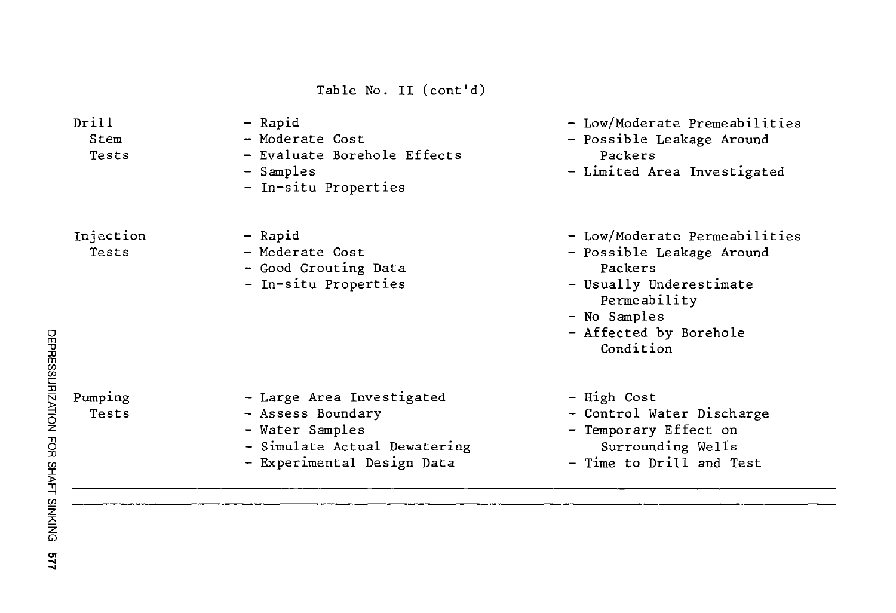Table No. II (cont'd)

| | | |
|---|---|---|
| Drill Stem Tests | - Rapid<br>- Moderate Cost<br>- Evaluate Borehole Effects<br>- Samples<br>- In-situ Properties | - Low/Moderate Premeabilities<br>- Possible Leakage Around Packers<br>- Limited Area Investigated |
| Injection Tests | - Rapid<br>- Moderate Cost<br>- Good Grouting Data<br>- In-situ Properties | - Low/Moderate Permeabilities<br>- Possible Leakage Around Packers<br>- Usually Underestimate Permeability<br>- No Samples<br>- Affected by Borehole Condition |
| Pumping Tests | - Large Area Investigated<br>- Assess Boundary<br>- Water Samples<br>- Simulate Actual Dewatering<br>- Experimental Design Data | - High Cost<br>- Control Water Discharge<br>- Temporary Effect on Surrounding Wells<br>- Time to Drill and Test |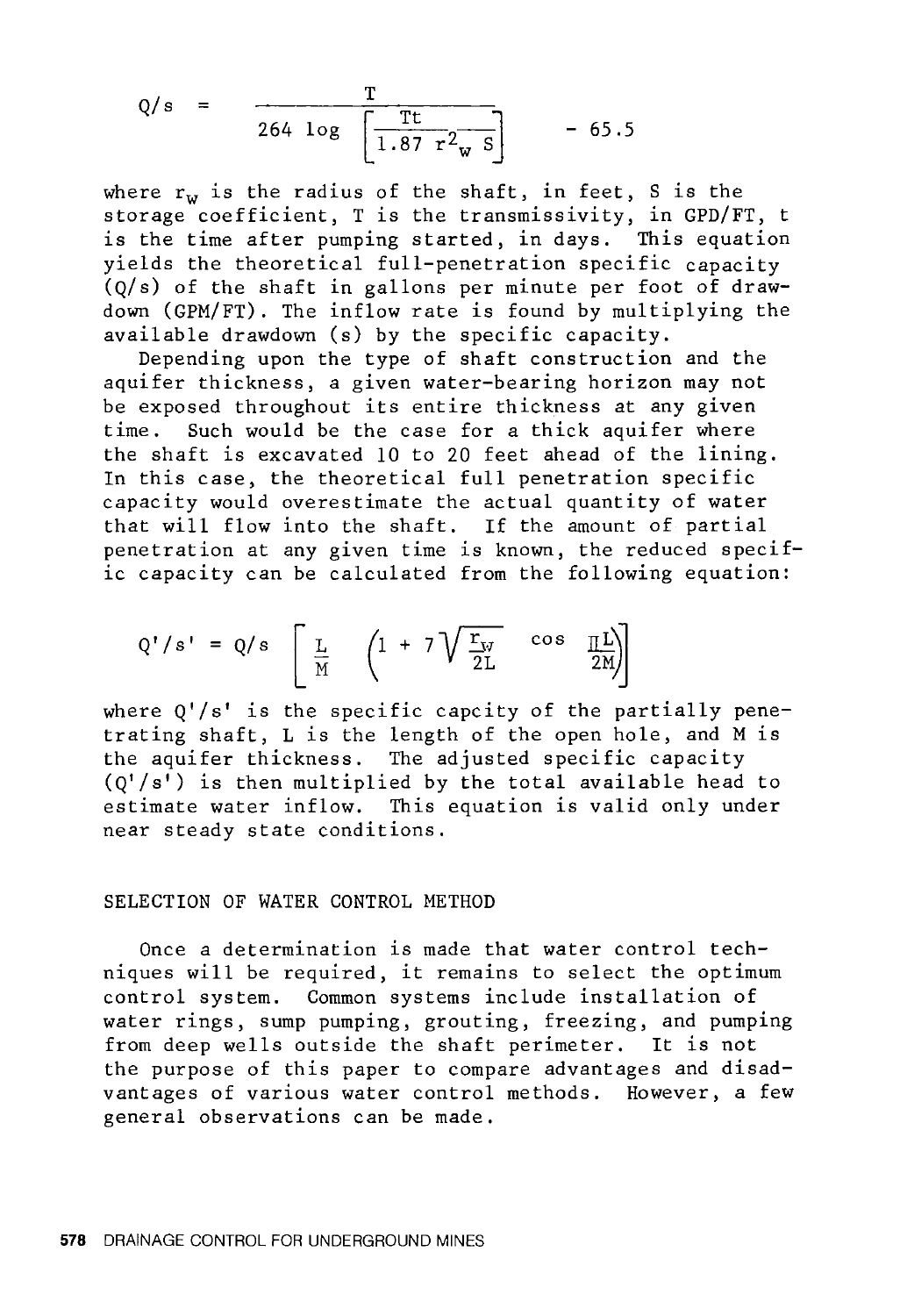$$Q/s = \frac{T}{264 \log \left[\frac{Tt}{1.87 r_w^2 S}\right] - 65.5}$$

where $r_w$ is the radius of the shaft, in feet, S is the storage coefficient, T is the transmissivity, in GPD/FT, t is the time after pumping started, in days. This equation yields the theoretical full-penetration specific capacity (Q/s) of the shaft in gallons per minute per foot of drawdown (GPM/FT). The inflow rate is found by multiplying the available drawdown (s) by the specific capacity.

Depending upon the type of shaft construction and the aquifer thickness, a given water-bearing horizon may not be exposed throughout its entire thickness at any given time. Such would be the case for a thick aquifer where the shaft is excavated 10 to 20 feet ahead of the lining. In this case, the theoretical full penetration specific capacity would overestimate the actual quantity of water that will flow into the shaft. If the amount of partial penetration at any given time is known, the reduced specific capacity can be calculated from the following equation:

$$Q'/s' = Q/s \left[\frac{L}{M} \left(1 + 7\sqrt{\frac{r_w}{2L}} \cos \frac{\pi L}{2M}\right)\right]$$

where $Q'/s'$ is the specific capcity of the partially penetrating shaft, L is the length of the open hole, and M is the aquifer thickness. The adjusted specific capacity ($Q'/s'$) is then multiplied by the total available head to estimate water inflow. This equation is valid only under near steady state conditions.

## SELECTION OF WATER CONTROL METHOD

Once a determination is made that water control techniques will be required, it remains to select the optimum control system. Common systems include installation of water rings, sump pumping, grouting, freezing, and pumping from deep wells outside the shaft perimeter. It is not the purpose of this paper to compare advantages and disadvantages of various water control methods. However, a few general observations can be made.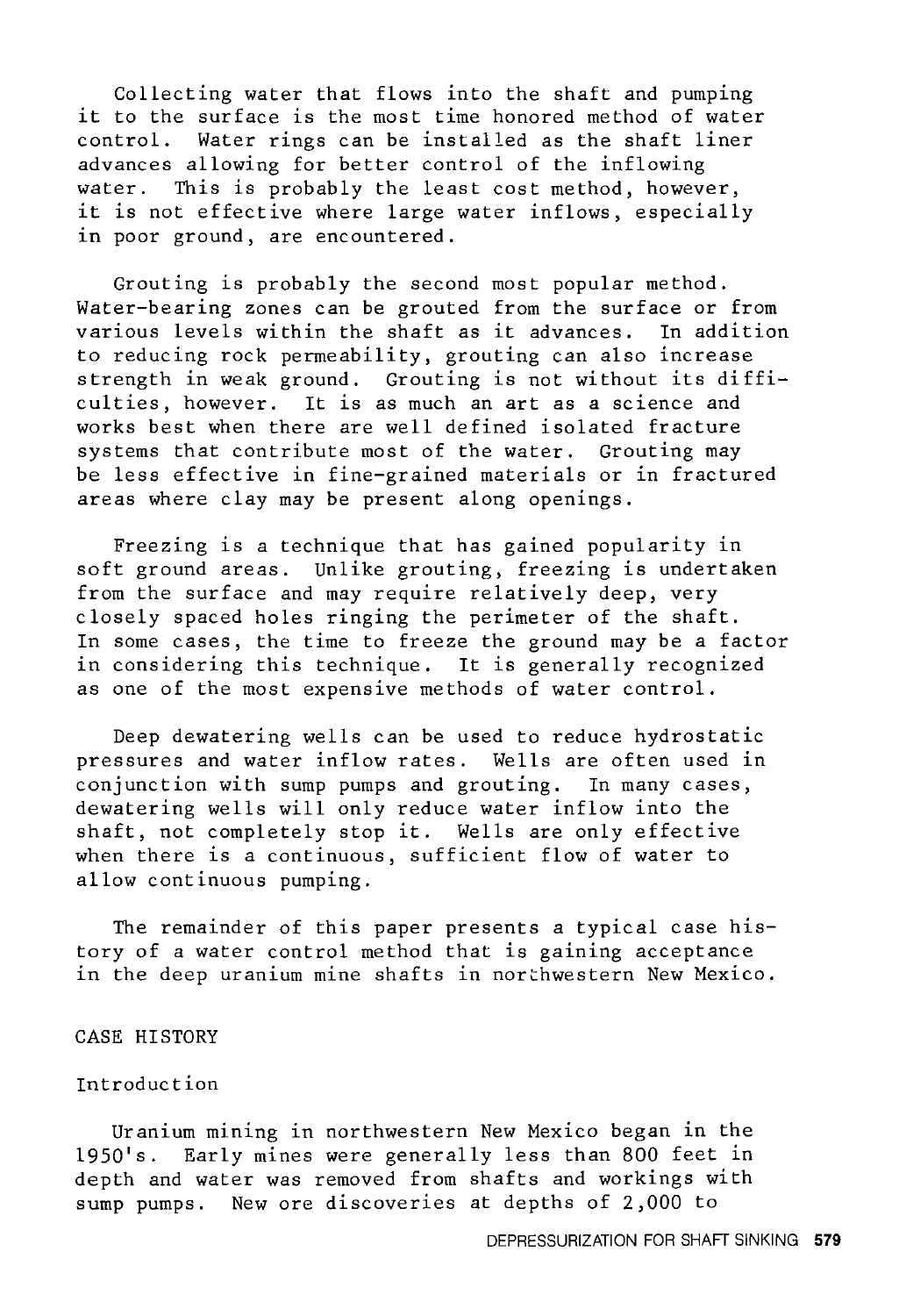Collecting water that flows into the shaft and pumping it to the surface is the most time honored method of water control. Water rings can be installed as the shaft liner advances allowing for better control of the inflowing water. This is probably the least cost method, however, it is not effective where large water inflows, especially in poor ground, are encountered.

Grouting is probably the second most popular method. Water-bearing zones can be grouted from the surface or from various levels within the shaft as it advances. In addition to reducing rock permeability, grouting can also increase strength in weak ground. Grouting is not without its difficulties, however. It is as much an art as a science and works best when there are well defined isolated fracture systems that contribute most of the water. Grouting may be less effective in fine-grained materials or in fractured areas where clay may be present along openings.

Freezing is a technique that has gained popularity in soft ground areas. Unlike grouting, freezing is undertaken from the surface and may require relatively deep, very closely spaced holes ringing the perimeter of the shaft. In some cases, the time to freeze the ground may be a factor in considering this technique. It is generally recognized as one of the most expensive methods of water control.

Deep dewatering wells can be used to reduce hydrostatic pressures and water inflow rates. Wells are often used in conjunction with sump pumps and grouting. In many cases, dewatering wells will only reduce water inflow into the shaft, not completely stop it. Wells are only effective when there is a continuous, sufficient flow of water to allow continuous pumping.

The remainder of this paper presents a typical case history of a water control method that is gaining acceptance in the deep uranium mine shafts in northwestern New Mexico.

## CASE HISTORY

### Introduction

Uranium mining in northwestern New Mexico began in the 1950's. Early mines were generally less than 800 feet in depth and water was removed from shafts and workings with sump pumps. New ore discoveries at depths of 2,000 to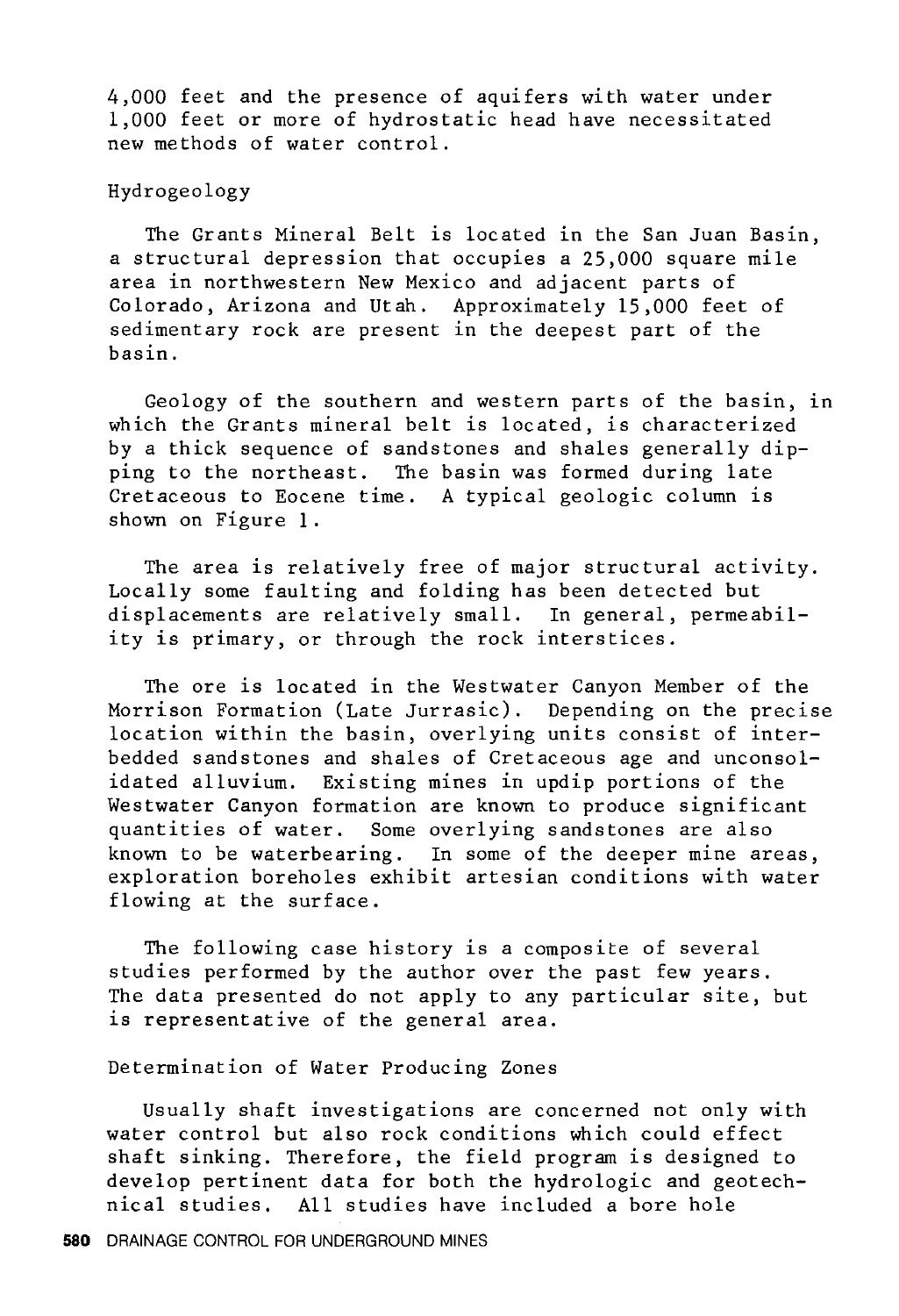4,000 feet and the presence of aquifers with water under 1,000 feet or more of hydrostatic head have necessitated new methods of water control.

## Hydrogeology

The Grants Mineral Belt is located in the San Juan Basin, a structural depression that occupies a 25,000 square mile area in northwestern New Mexico and adjacent parts of Colorado, Arizona and Utah. Approximately 15,000 feet of sedimentary rock are present in the deepest part of the basin.

Geology of the southern and western parts of the basin, in which the Grants mineral belt is located, is characterized by a thick sequence of sandstones and shales generally dipping to the northeast. The basin was formed during late Cretaceous to Eocene time. A typical geologic column is shown on Figure 1.

The area is relatively free of major structural activity. Locally some faulting and folding has been detected but displacements are relatively small. In general, permeability is primary, or through the rock interstices.

The ore is located in the Westwater Canyon Member of the Morrison Formation (Late Jurrasic). Depending on the precise location within the basin, overlying units consist of interbedded sandstones and shales of Cretaceous age and unconsolidated alluvium. Existing mines in updip portions of the Westwater Canyon formation are known to produce significant quantities of water. Some overlying sandstones are also known to be waterbearing. In some of the deeper mine areas, exploration boreholes exhibit artesian conditions with water flowing at the surface.

The following case history is a composite of several studies performed by the author over the past few years. The data presented do not apply to any particular site, but is representative of the general area.

## Determination of Water Producing Zones

Usually shaft investigations are concerned not only with water control but also rock conditions which could effect shaft sinking. Therefore, the field program is designed to develop pertinent data for both the hydrologic and geotechnical studies. All studies have included a bore hole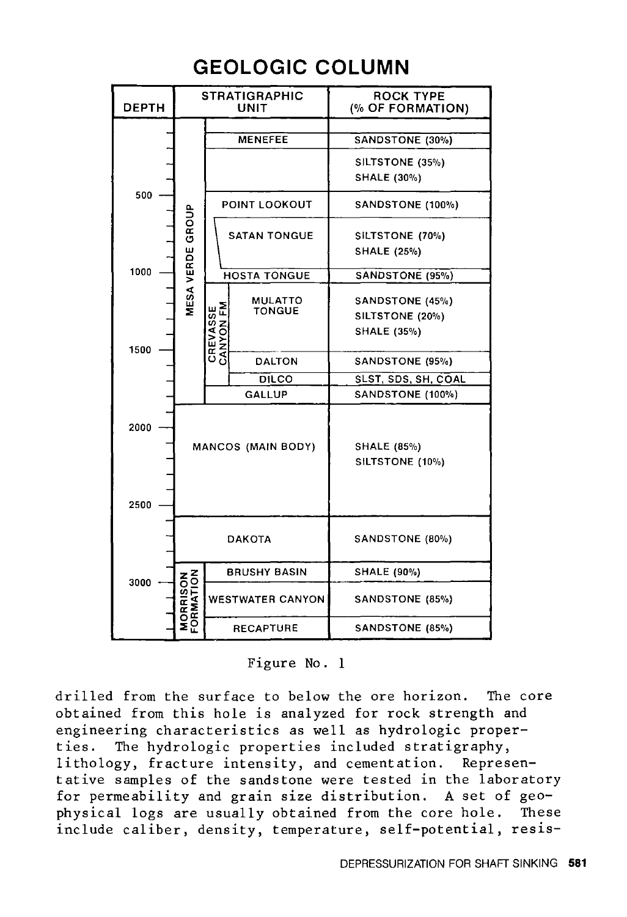## GEOLOGIC COLUMN

| DEPTH | STRATIGRAPHIC UNIT | | | ROCK TYPE (% OF FORMATION) |
|---|---|---|---|---|
| | MESA VERDE GROUP | MENEFEE | | SANDSTONE (30%) |
| | | | | SILTSTONE (35%)<br>SHALE (30%) |
| 500 | | POINT LOOKOUT | | SANDSTONE (100%) |
| | | SATAN TONGUE | | SILTSTONE (70%)<br>SHALE (25%) |
| 1000 | | HOSTA TONGUE | | SANDSTONE (95%) |
| | | CREVASSE CANYON FM | MULATTO TONGUE | SANDSTONE (45%)<br>SILTSTONE (20%)<br>SHALE (35%) |
| 1500 | | | DALTON | SANDSTONE (95%) |
| | | | DILCO | SLST, SDS, SH, COAL |
| | | GALLUP | | SANDSTONE (100%) |
| 2000 | MANCOS (MAIN BODY) | | | SHALE (85%)<br>SILTSTONE (10%) |
| 2500 | DAKOTA | | | SANDSTONE (80%) |
| | MORRISON FORMATION | BRUSHY BASIN | | SHALE (90%) |
| 3000 | | WESTWATER CANYON | | SANDSTONE (85%) |
| | | RECAPTURE | | SANDSTONE (85%) |

Figure No. 1

drilled from the surface to below the ore horizon. The core obtained from this hole is analyzed for rock strength and engineering characteristics as well as hydrologic properties. The hydrologic properties included stratigraphy, lithology, fracture intensity, and cementation. Representative samples of the sandstone were tested in the laboratory for permeability and grain size distribution. A set of geophysical logs are usually obtained from the core hole. These include caliber, density, temperature, self-potential, resis-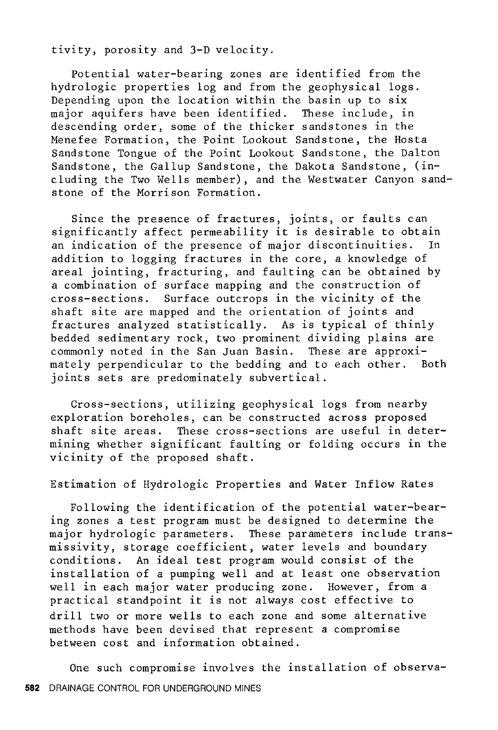tivity, porosity and 3-D velocity.

Potential water-bearing zones are identified from the hydrologic properties log and from the geophysical logs. Depending upon the location within the basin up to six major aquifers have been identified. These include, in descending order, some of the thicker sandstones in the Menefee Formation, the Point Lookout Sandstone, the Hosta Sandstone Tongue of the Point Lookout Sandstone, the Dalton Sandstone, the Gallup Sandstone, the Dakota Sandstone, (including the Two Wells member), and the Westwater Canyon sandstone of the Morrison Formation.

Since the presence of fractures, joints, or faults can significantly affect permeability it is desirable to obtain an indication of the presence of major discontinuities. In addition to logging fractures in the core, a knowledge of areal jointing, fracturing, and faulting can be obtained by a combination of surface mapping and the construction of cross-sections. Surface outcrops in the vicinity of the shaft site are mapped and the orientation of joints and fractures analyzed statistically. As is typical of thinly bedded sedimentary rock, two prominent dividing plains are commonly noted in the San Juan Basin. These are approximately perpendicular to the bedding and to each other. Both joints sets are predominately subvertical.

Cross-sections, utilizing geophysical logs from nearby exploration boreholes, can be constructed across proposed shaft site areas. These cross-sections are useful in determining whether significant faulting or folding occurs in the vicinity of the proposed shaft.

## Estimation of Hydrologic Properties and Water Inflow Rates

Following the identification of the potential water-bearing zones a test program must be designed to determine the major hydrologic parameters. These parameters include transmissivity, storage coefficient, water levels and boundary conditions. An ideal test program would consist of the installation of a pumping well and at least one observation well in each major water producing zone. However, from a practical standpoint it is not always cost effective to drill two or more wells to each zone and some alternative methods have been devised that represent a compromise between cost and information obtained.

One such compromise involves the installation of observa-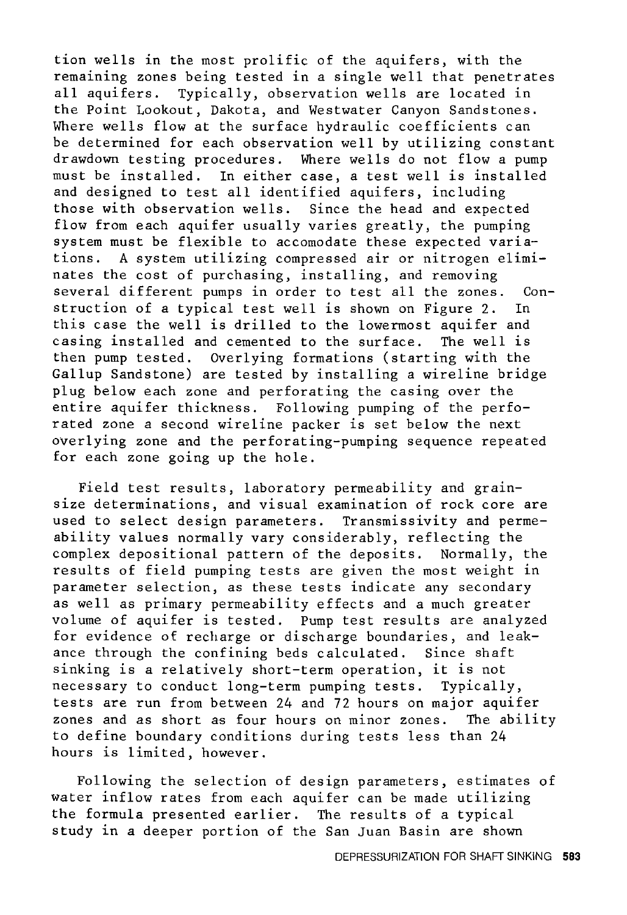tion wells in the most prolific of the aquifers, with the remaining zones being tested in a single well that penetrates all aquifers. Typically, observation wells are located in the Point Lookout, Dakota, and Westwater Canyon Sandstones. Where wells flow at the surface hydraulic coefficients can be determined for each observation well by utilizing constant drawdown testing procedures. Where wells do not flow a pump must be installed. In either case, a test well is installed and designed to test all identified aquifers, including those with observation wells. Since the head and expected flow from each aquifer usually varies greatly, the pumping system must be flexible to accomodate these expected variations. A system utilizing compressed air or nitrogen eliminates the cost of purchasing, installing, and removing several different pumps in order to test all the zones. Construction of a typical test well is shown on Figure 2. In this case the well is drilled to the lowermost aquifer and casing installed and cemented to the surface. The well is then pump tested. Overlying formations (starting with the Gallup Sandstone) are tested by installing a wireline bridge plug below each zone and perforating the casing over the entire aquifer thickness. Following pumping of the perforated zone a second wireline packer is set below the next overlying zone and the perforating-pumping sequence repeated for each zone going up the hole.

Field test results, laboratory permeability and grain-size determinations, and visual examination of rock core are used to select design parameters. Transmissivity and permeability values normally vary considerably, reflecting the complex depositional pattern of the deposits. Normally, the results of field pumping tests are given the most weight in parameter selection, as these tests indicate any secondary as well as primary permeability effects and a much greater volume of aquifer is tested. Pump test results are analyzed for evidence of recharge or discharge boundaries, and leakance through the confining beds calculated. Since shaft sinking is a relatively short-term operation, it is not necessary to conduct long-term pumping tests. Typically, tests are run from between 24 and 72 hours on major aquifer zones and as short as four hours on minor zones. The ability to define boundary conditions during tests less than 24 hours is limited, however.

Following the selection of design parameters, estimates of water inflow rates from each aquifer can be made utilizing the formula presented earlier. The results of a typical study in a deeper portion of the San Juan Basin are shown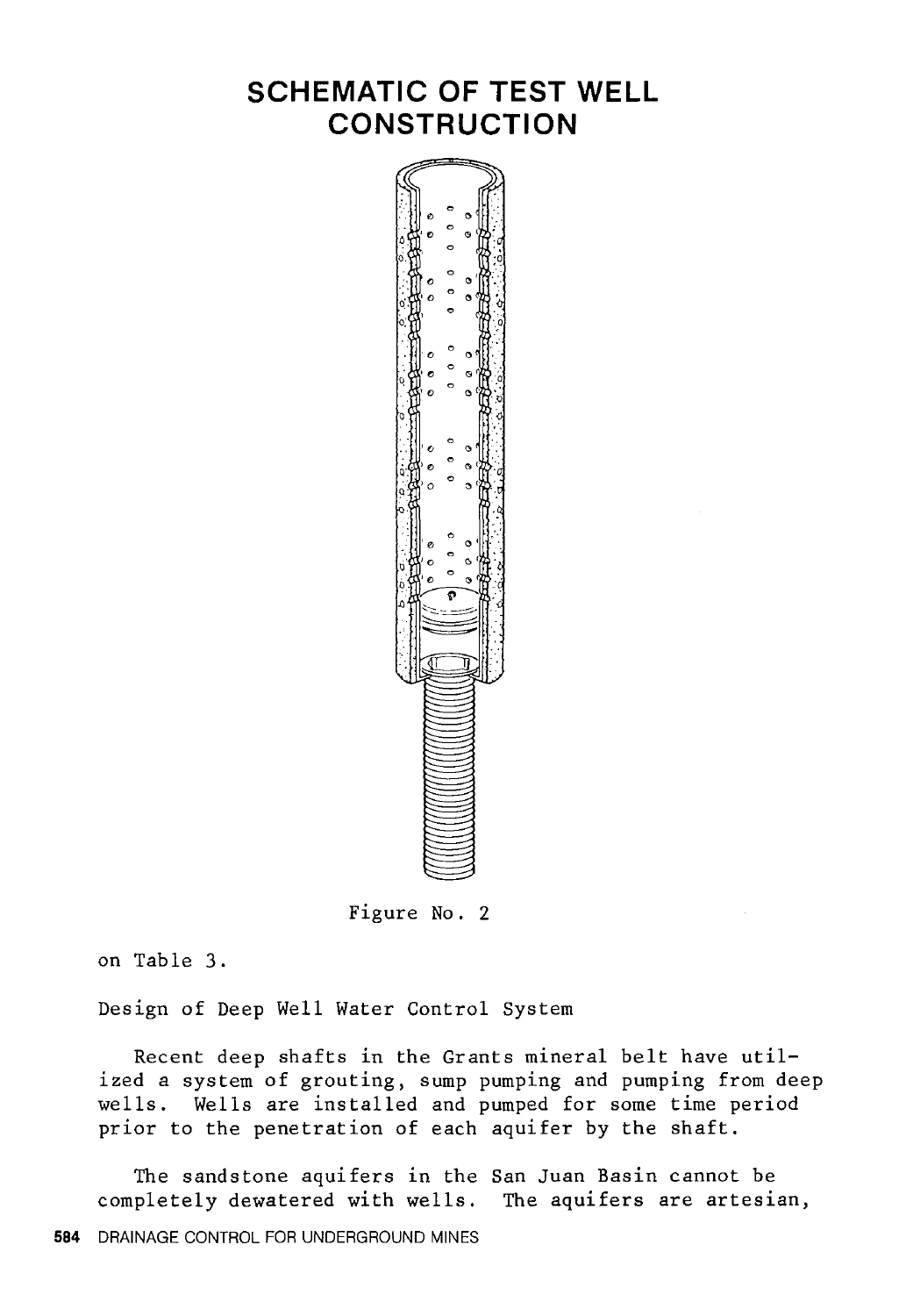# SCHEMATIC OF TEST WELL CONSTRUCTION

Figure No. 2

on Table 3.

Design of Deep Well Water Control System

Recent deep shafts in the Grants mineral belt have utilized a system of grouting, sump pumping and pumping from deep wells. Wells are installed and pumped for some time period prior to the penetration of each aquifer by the shaft.

The sandstone aquifers in the San Juan Basin cannot be completely dewatered with wells. The aquifers are artesian,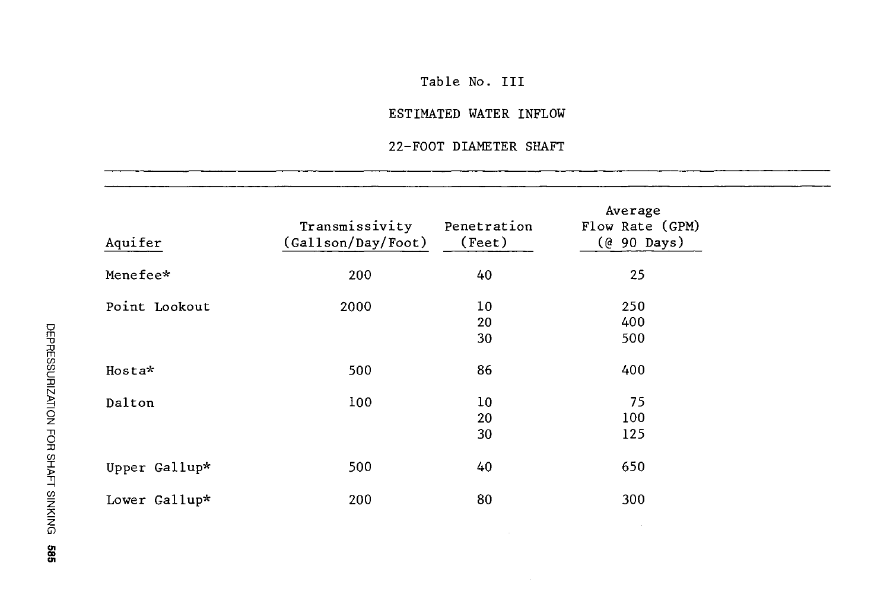Table No. III

ESTIMATED WATER INFLOW

22-FOOT DIAMETER SHAFT

| Aquifer | Transmissivity (Gallson/Day/Foot) | Penetration (Feet) | Average Flow Rate (GPM) (@ 90 Days) |
|---|---|---|---|
| Menefee* | 200 | 40 | 25 |
| Point Lookout | 2000 | 10 | 250 |
| | | 20 | 400 |
| | | 30 | 500 |
| Hosta* | 500 | 86 | 400 |
| Dalton | 100 | 10 | 75 |
| | | 20 | 100 |
| | | 30 | 125 |
| Upper Gallup* | 500 | 40 | 650 |
| Lower Gallup* | 200 | 80 | 300 |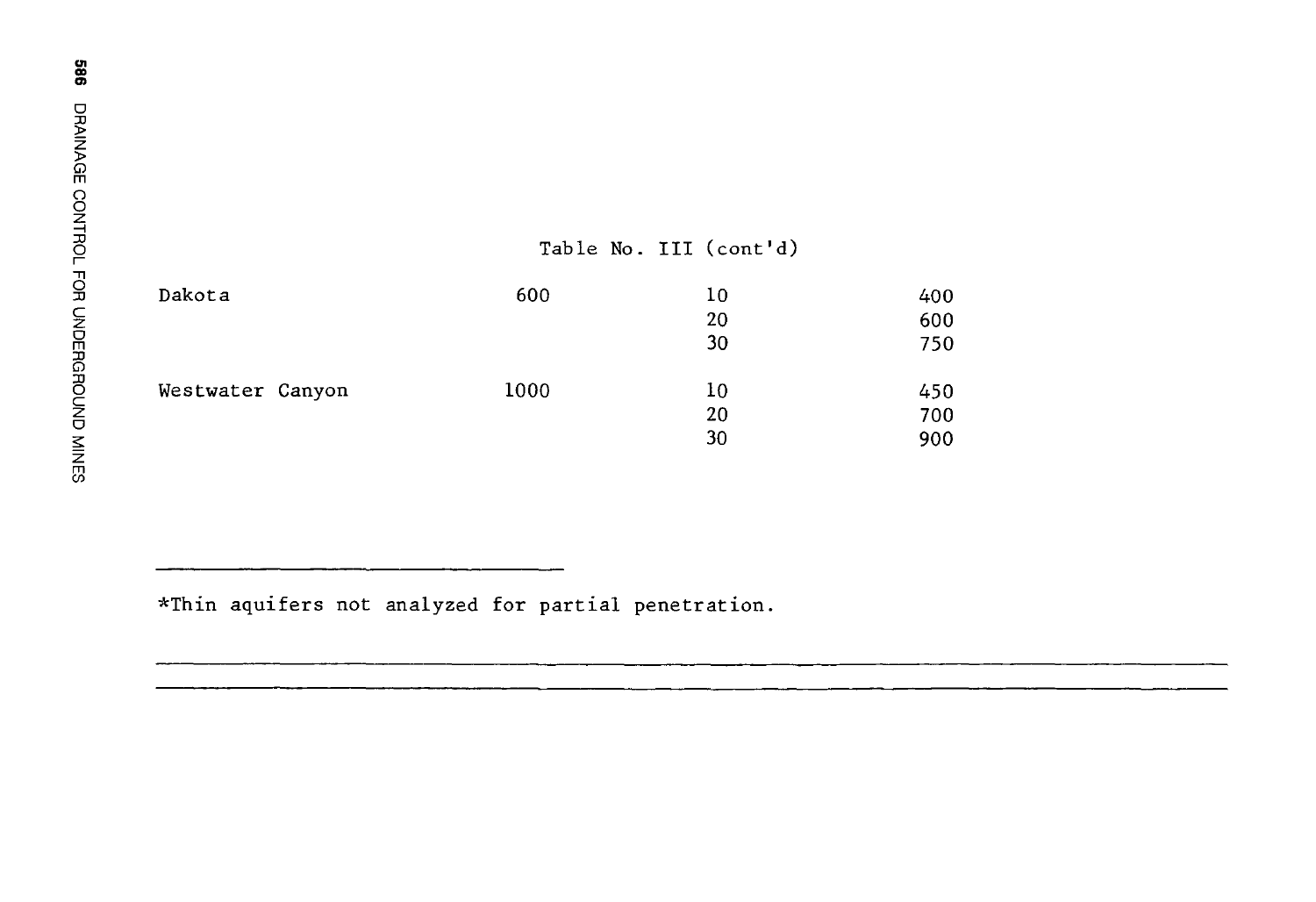Table No. III (cont'd)

| | | | |
|---|---|---|---|
| Dakota | 600 | 10 | 400 |
| | | 20 | 600 |
| | | 30 | 750 |
| Westwater Canyon | 1000 | 10 | 450 |
| | | 20 | 700 |
| | | 30 | 900 |

*Thin aquifers not analyzed for partial penetration.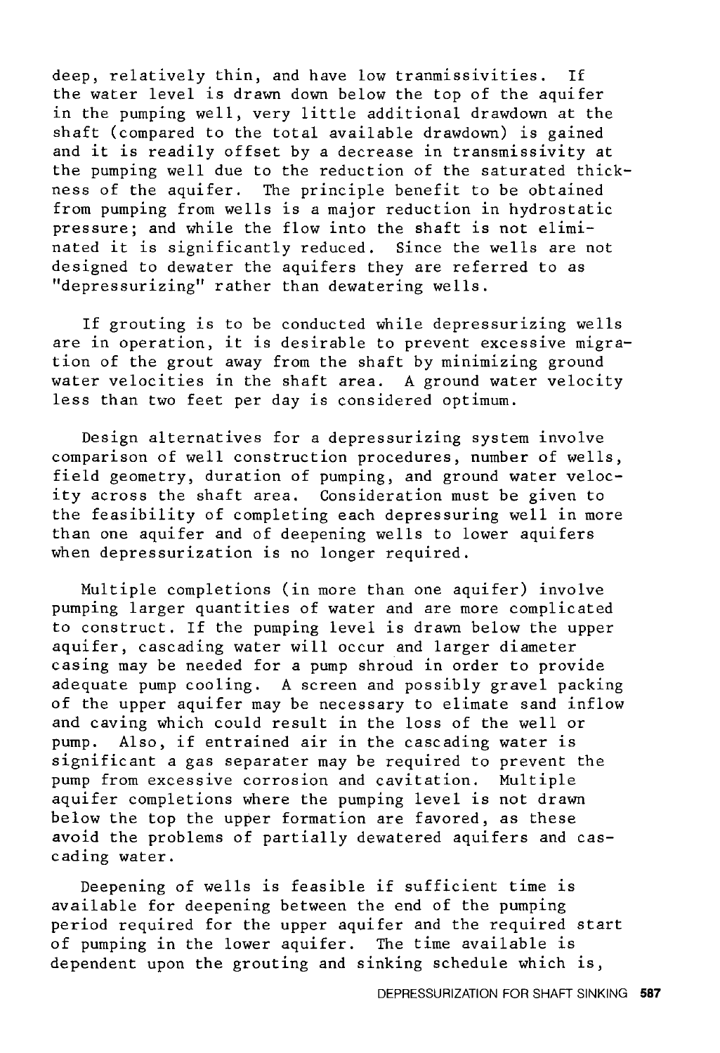deep, relatively thin, and have low tranmissivities. If the water level is drawn down below the top of the aquifer in the pumping well, very little additional drawdown at the shaft (compared to the total available drawdown) is gained and it is readily offset by a decrease in transmissivity at the pumping well due to the reduction of the saturated thickness of the aquifer. The principle benefit to be obtained from pumping from wells is a major reduction in hydrostatic pressure; and while the flow into the shaft is not eliminated it is significantly reduced. Since the wells are not designed to dewater the aquifers they are referred to as "depressurizing" rather than dewatering wells.

If grouting is to be conducted while depressurizing wells are in operation, it is desirable to prevent excessive migration of the grout away from the shaft by minimizing ground water velocities in the shaft area. A ground water velocity less than two feet per day is considered optimum.

Design alternatives for a depressurizing system involve comparison of well construction procedures, number of wells, field geometry, duration of pumping, and ground water velocity across the shaft area. Consideration must be given to the feasibility of completing each depressuring well in more than one aquifer and of deepening wells to lower aquifers when depressurization is no longer required.

Multiple completions (in more than one aquifer) involve pumping larger quantities of water and are more complicated to construct. If the pumping level is drawn below the upper aquifer, cascading water will occur and larger diameter casing may be needed for a pump shroud in order to provide adequate pump cooling. A screen and possibly gravel packing of the upper aquifer may be necessary to elimate sand inflow and caving which could result in the loss of the well or pump. Also, if entrained air in the cascading water is significant a gas separater may be required to prevent the pump from excessive corrosion and cavitation. Multiple aquifer completions where the pumping level is not drawn below the top the upper formation are favored, as these avoid the problems of partially dewatered aquifers and cascading water.

Deepening of wells is feasible if sufficient time is available for deepening between the end of the pumping period required for the upper aquifer and the required start of pumping in the lower aquifer. The time available is dependent upon the grouting and sinking schedule which is,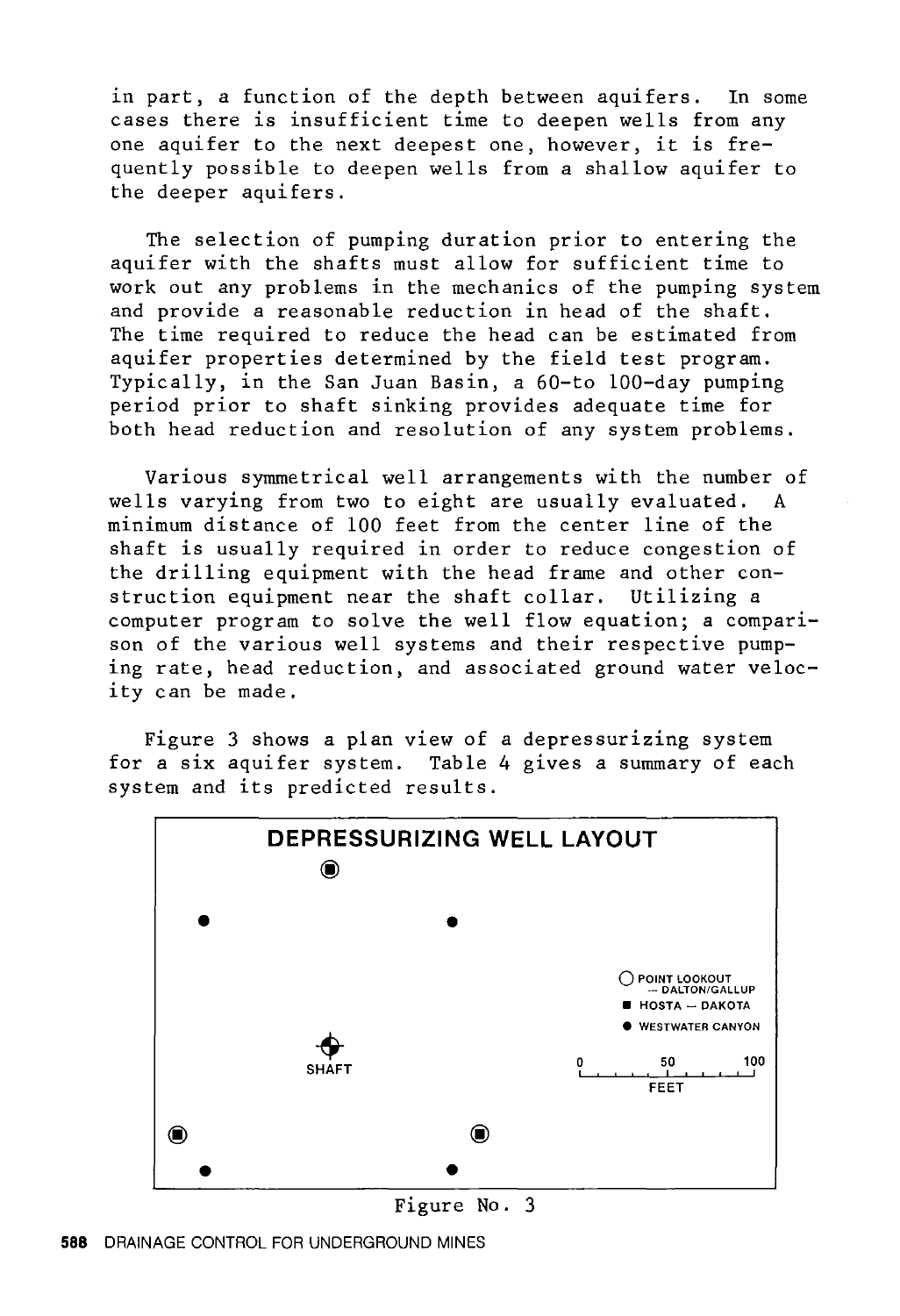in part, a function of the depth between aquifers. In some cases there is insufficient time to deepen wells from any one aquifer to the next deepest one, however, it is frequently possible to deepen wells from a shallow aquifer to the deeper aquifers.

The selection of pumping duration prior to entering the aquifer with the shafts must allow for sufficient time to work out any problems in the mechanics of the pumping system and provide a reasonable reduction in head of the shaft. The time required to reduce the head can be estimated from aquifer properties determined by the field test program. Typically, in the San Juan Basin, a 60-to 100-day pumping period prior to shaft sinking provides adequate time for both head reduction and resolution of any system problems.

Various symmetrical well arrangements with the number of wells varying from two to eight are usually evaluated. A minimum distance of 100 feet from the center line of the shaft is usually required in order to reduce congestion of the drilling equipment with the head frame and other construction equipment near the shaft collar. Utilizing a computer program to solve the well flow equation; a comparison of the various well systems and their respective pumping rate, head reduction, and associated ground water velocity can be made.

Figure 3 shows a plan view of a depressurizing system for a six aquifer system. Table 4 gives a summary of each system and its predicted results.

DEPRESSURIZING WELL LAYOUT

○ POINT LOOKOUT — DALTON/GALLUP
■ HOSTA — DAKOTA
● WESTWATER CANYON

SHAFT

0 50 100
FEET

Figure No. 3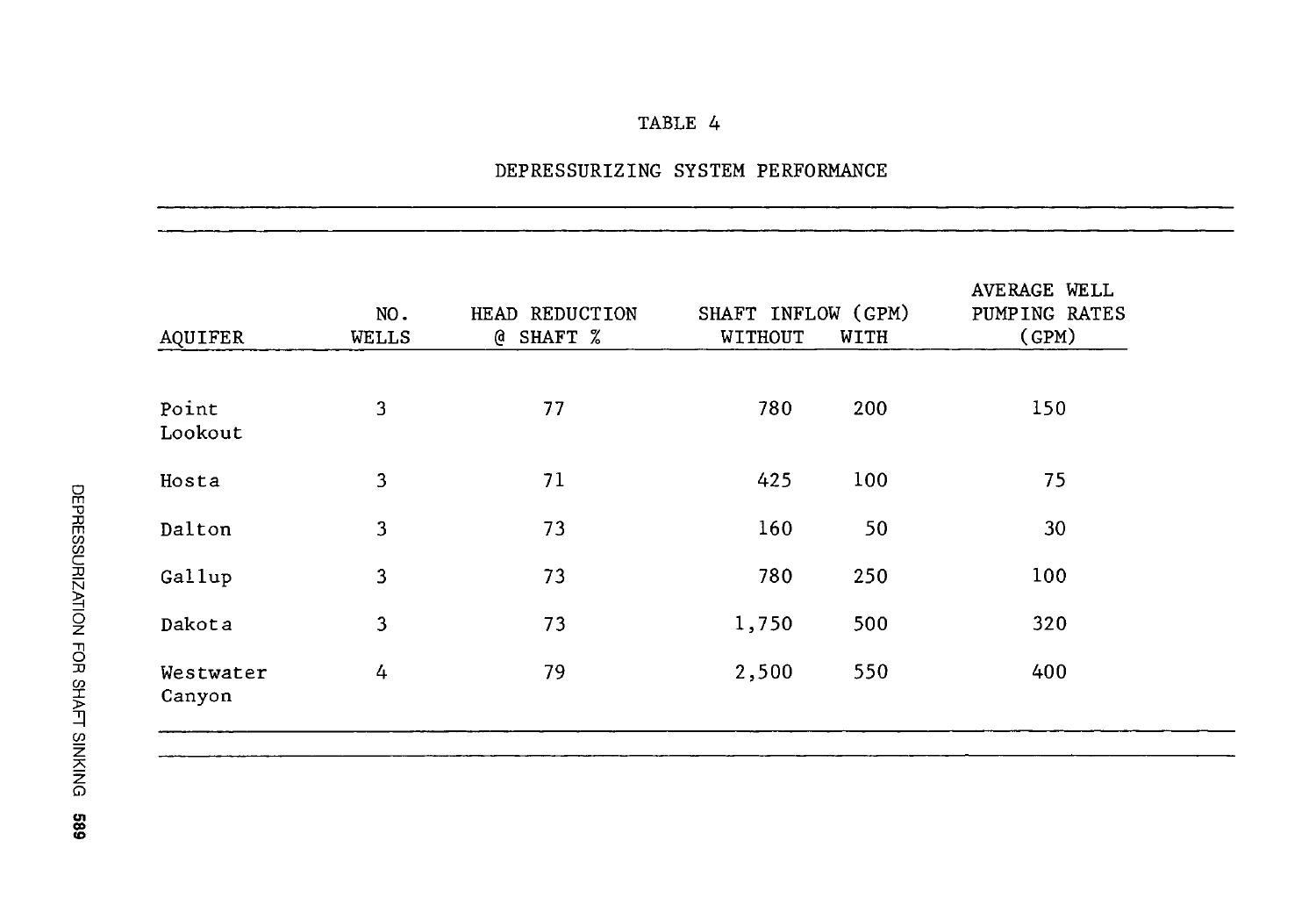TABLE 4

DEPRESSURIZING SYSTEM PERFORMANCE

| AQUIFER | NO. WELLS | HEAD REDUCTION @ SHAFT % | SHAFT INFLOW (GPM) | | AVERAGE WELL PUMPING RATES (GPM) |
|---|---|---|---|---|---|
| | | | WITHOUT | WITH | |
| Point Lookout | 3 | 77 | 780 | 200 | 150 |
| Hosta | 3 | 71 | 425 | 100 | 75 |
| Dalton | 3 | 73 | 160 | 50 | 30 |
| Gallup | 3 | 73 | 780 | 250 | 100 |
| Dakota | 3 | 73 | 1,750 | 500 | 320 |
| Westwater Canyon | 4 | 79 | 2,500 | 550 | 400 |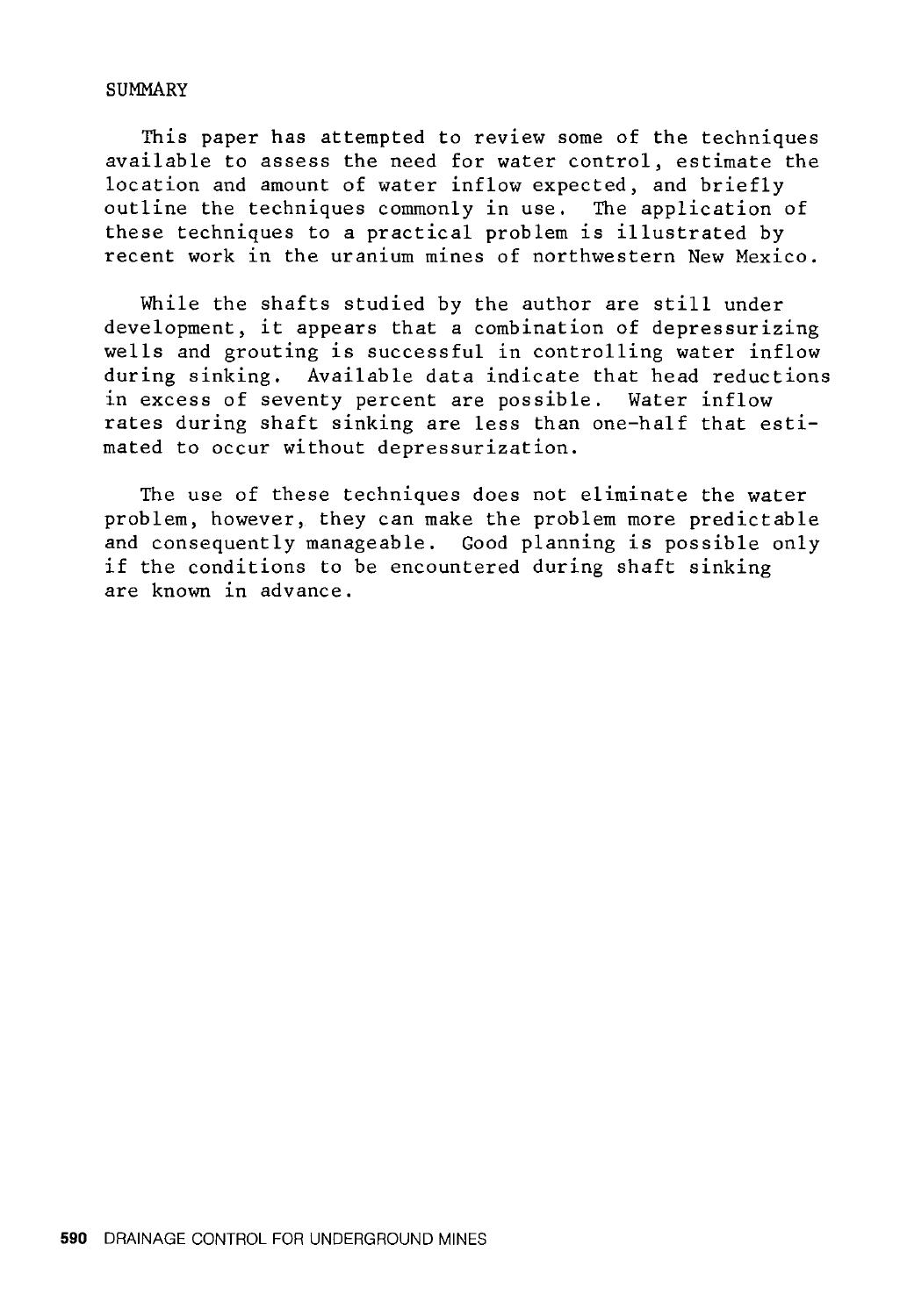## SUMMARY

This paper has attempted to review some of the techniques available to assess the need for water control, estimate the location and amount of water inflow expected, and briefly outline the techniques commonly in use. The application of these techniques to a practical problem is illustrated by recent work in the uranium mines of northwestern New Mexico.

While the shafts studied by the author are still under development, it appears that a combination of depressurizing wells and grouting is successful in controlling water inflow during sinking. Available data indicate that head reductions in excess of seventy percent are possible. Water inflow rates during shaft sinking are less than one-half that estimated to occur without depressurization.

The use of these techniques does not eliminate the water problem, however, they can make the problem more predictable and consequently manageable. Good planning is possible only if the conditions to be encountered during shaft sinking are known in advance.